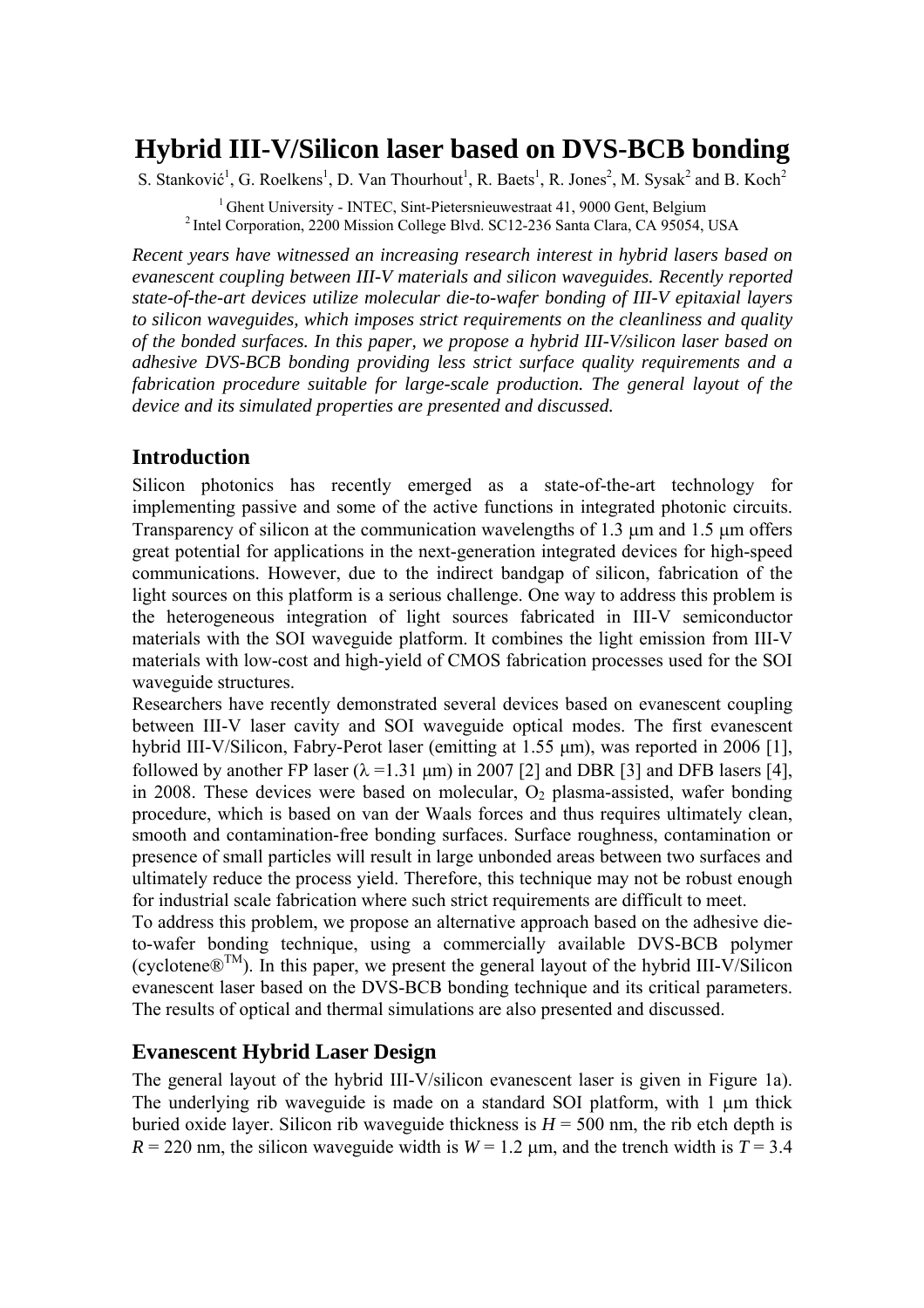# Hybrid III-V/Silicon laser based on DVS-BCB bonding

S. Stanković[1], G. Roelkens[1], D. Van Thourhout[1], R. Baets[1], R. Jones[2], M. Sysak[2] and B. Koch[2]

[1] Ghent University - INTEC, Sint-Pietersnieuwestraat 41, 9000 Gent, Belgium
[2] Intel Corporation, 2200 Mission College Blvd. SC12-236 Santa Clara, CA 95054, USA

*Recent years have witnessed an increasing research interest in hybrid lasers based on evanescent coupling between III-V materials and silicon waveguides. Recently reported state-of-the-art devices utilize molecular die-to-wafer bonding of III-V epitaxial layers to silicon waveguides, which imposes strict requirements on the cleanliness and quality of the bonded surfaces. In this paper, we propose a hybrid III-V/silicon laser based on adhesive DVS-BCB bonding providing less strict surface quality requirements and a fabrication procedure suitable for large-scale production. The general layout of the device and its simulated properties are presented and discussed.*

## Introduction

Silicon photonics has recently emerged as a state-of-the-art technology for implementing passive and some of the active functions in integrated photonic circuits. Transparency of silicon at the communication wavelengths of 1.3 μm and 1.5 μm offers great potential for applications in the next-generation integrated devices for high-speed communications. However, due to the indirect bandgap of silicon, fabrication of the light sources on this platform is a serious challenge. One way to address this problem is the heterogeneous integration of light sources fabricated in III-V semiconductor materials with the SOI waveguide platform. It combines the light emission from III-V materials with low-cost and high-yield of CMOS fabrication processes used for the SOI waveguide structures.

Researchers have recently demonstrated several devices based on evanescent coupling between III-V laser cavity and SOI waveguide optical modes. The first evanescent hybrid III-V/Silicon, Fabry-Perot laser (emitting at 1.55 μm), was reported in 2006 [1], followed by another FP laser ($\lambda$ =1.31 μm) in 2007 [2] and DBR [3] and DFB lasers [4], in 2008. These devices were based on molecular, $O_2$ plasma-assisted, wafer bonding procedure, which is based on van der Waals forces and thus requires ultimately clean, smooth and contamination-free bonding surfaces. Surface roughness, contamination or presence of small particles will result in large unbonded areas between two surfaces and ultimately reduce the process yield. Therefore, this technique may not be robust enough for industrial scale fabrication where such strict requirements are difficult to meet.

To address this problem, we propose an alternative approach based on the adhesive die-to-wafer bonding technique, using a commercially available DVS-BCB polymer (cyclotene®[TM]). In this paper, we present the general layout of the hybrid III-V/Silicon evanescent laser based on the DVS-BCB bonding technique and its critical parameters. The results of optical and thermal simulations are also presented and discussed.

## Evanescent Hybrid Laser Design

The general layout of the hybrid III-V/silicon evanescent laser is given in Figure 1a). The underlying rib waveguide is made on a standard SOI platform, with 1 μm thick buried oxide layer. Silicon rib waveguide thickness is $H$ = 500 nm, the rib etch depth is $R$ = 220 nm, the silicon waveguide width is $W$ = 1.2 μm, and the trench width is $T$ = 3.4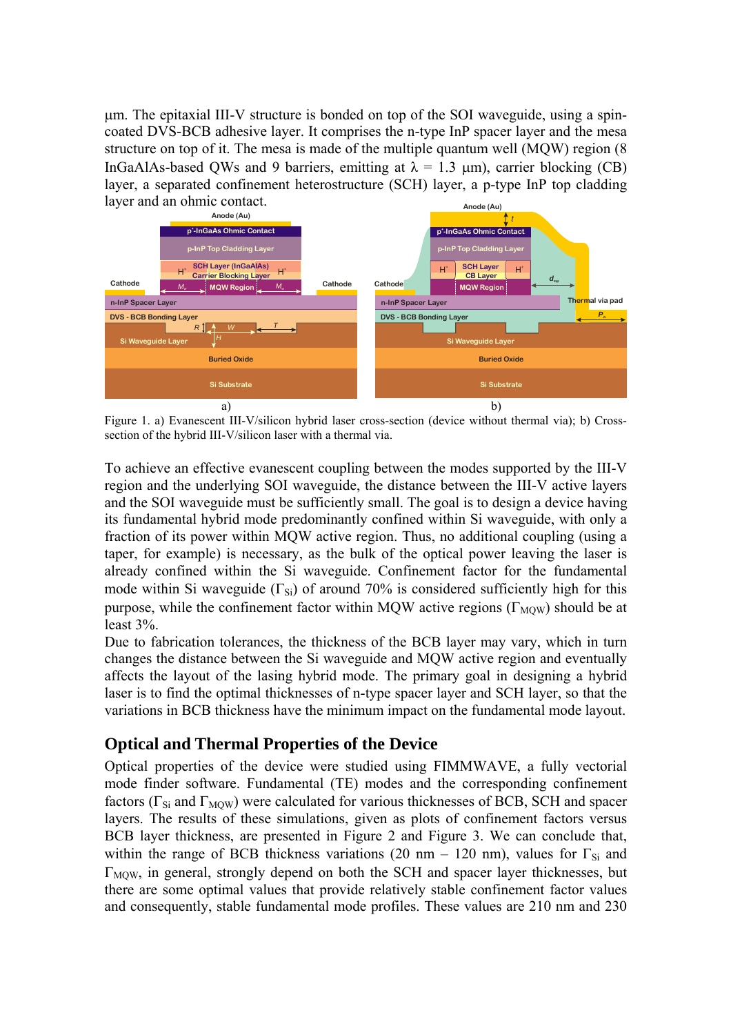μm. The epitaxial III-V structure is bonded on top of the SOI waveguide, using a spin-coated DVS-BCB adhesive layer. It comprises the n-type InP spacer layer and the mesa structure on top of it. The mesa is made of the multiple quantum well (MQW) region (8 InGaAlAs-based QWs and 9 barriers, emitting at λ = 1.3 μm), carrier blocking (CB) layer, a separated confinement heterostructure (SCH) layer, a p-type InP top cladding layer and an ohmic contact.

Figure 1. a) Evanescent III-V/silicon hybrid laser cross-section (device without thermal via); b) Cross-section of the hybrid III-V/silicon laser with a thermal via.

To achieve an effective evanescent coupling between the modes supported by the III-V region and the underlying SOI waveguide, the distance between the III-V active layers and the SOI waveguide must be sufficiently small. The goal is to design a device having its fundamental hybrid mode predominantly confined within Si waveguide, with only a fraction of its power within MQW active region. Thus, no additional coupling (using a taper, for example) is necessary, as the bulk of the optical power leaving the laser is already confined within the Si waveguide. Confinement factor for the fundamental mode within Si waveguide ($\Gamma_{Si}$) of around 70% is considered sufficiently high for this purpose, while the confinement factor within MQW active regions ($\Gamma_{MQW}$) should be at least 3%.

Due to fabrication tolerances, the thickness of the BCB layer may vary, which in turn changes the distance between the Si waveguide and MQW active region and eventually affects the layout of the lasing hybrid mode. The primary goal in designing a hybrid laser is to find the optimal thicknesses of n-type spacer layer and SCH layer, so that the variations in BCB thickness have the minimum impact on the fundamental mode layout.

## Optical and Thermal Properties of the Device

Optical properties of the device were studied using FIMMWAVE, a fully vectorial mode finder software. Fundamental (TE) modes and the corresponding confinement factors ($\Gamma_{Si}$ and $\Gamma_{MQW}$) were calculated for various thicknesses of BCB, SCH and spacer layers. The results of these simulations, given as plots of confinement factors versus BCB layer thickness, are presented in Figure 2 and Figure 3. We can conclude that, within the range of BCB thickness variations (20 nm – 120 nm), values for $\Gamma_{Si}$ and $\Gamma_{MQW}$, in general, strongly depend on both the SCH and spacer layer thicknesses, but there are some optimal values that provide relatively stable confinement factor values and consequently, stable fundamental mode profiles. These values are 210 nm and 230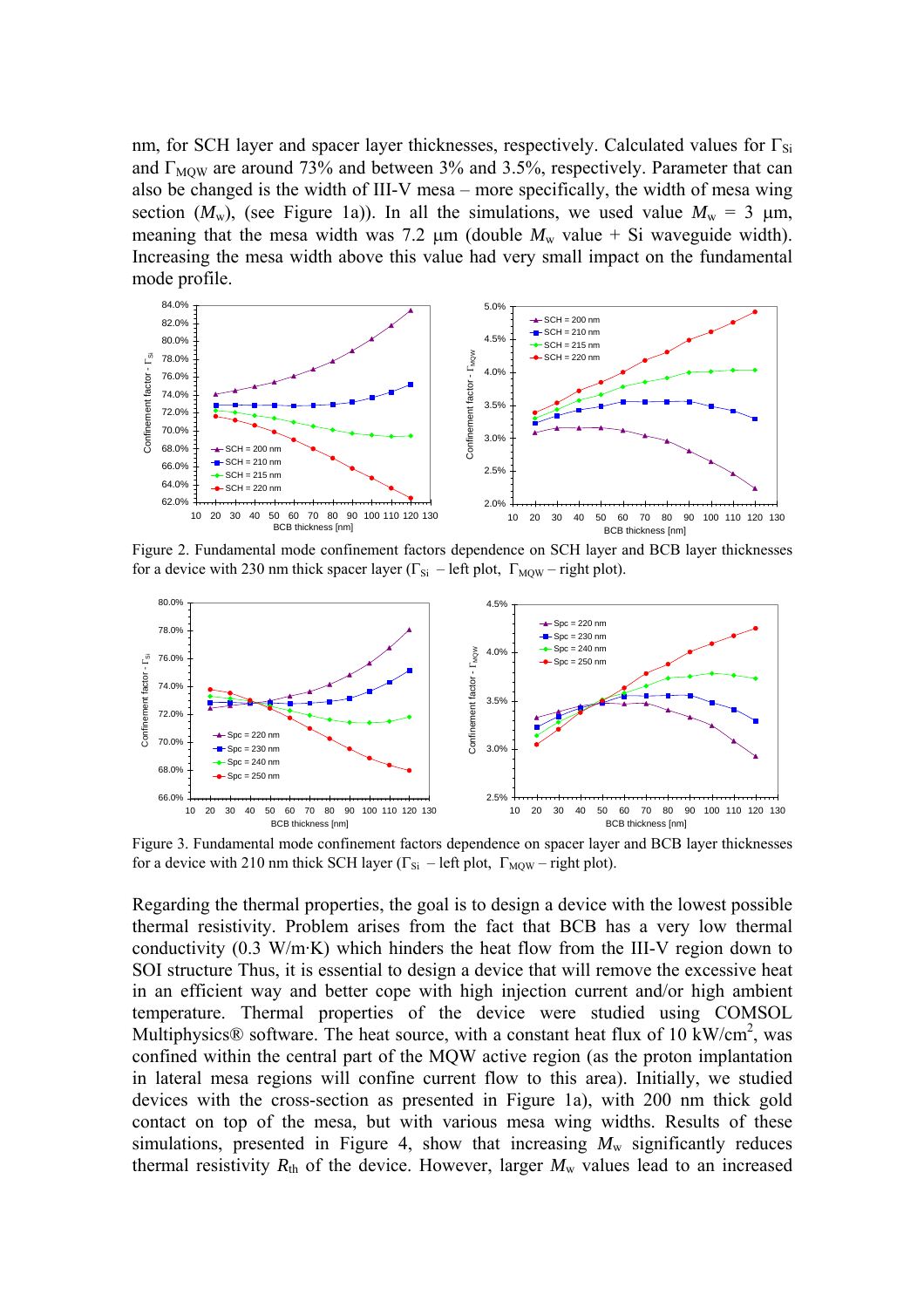nm, for SCH layer and spacer layer thicknesses, respectively. Calculated values for $\Gamma_{Si}$ and $\Gamma_{MQW}$ are around 73% and between 3% and 3.5%, respectively. Parameter that can also be changed is the width of III-V mesa – more specifically, the width of mesa wing section ($M_w$), (see Figure 1a)). In all the simulations, we used value $M_w$ = 3 μm, meaning that the mesa width was 7.2 μm (double $M_w$ value + Si waveguide width). Increasing the mesa width above this value had very small impact on the fundamental mode profile.

Figure 2. Fundamental mode confinement factors dependence on SCH layer and BCB layer thicknesses for a device with 230 nm thick spacer layer ($\Gamma_{Si}$ – left plot, $\Gamma_{MQW}$ – right plot).

Figure 3. Fundamental mode confinement factors dependence on spacer layer and BCB layer thicknesses for a device with 210 nm thick SCH layer ($\Gamma_{Si}$ – left plot, $\Gamma_{MQW}$ – right plot).

Regarding the thermal properties, the goal is to design a device with the lowest possible thermal resistivity. Problem arises from the fact that BCB has a very low thermal conductivity (0.3 W/m·K) which hinders the heat flow from the III-V region down to SOI structure Thus, it is essential to design a device that will remove the excessive heat in an efficient way and better cope with high injection current and/or high ambient temperature. Thermal properties of the device were studied using COMSOL Multiphysics® software. The heat source, with a constant heat flux of 10 kW/cm$^2$, was confined within the central part of the MQW active region (as the proton implantation in lateral mesa regions will confine current flow to this area). Initially, we studied devices with the cross-section as presented in Figure 1a), with 200 nm thick gold contact on top of the mesa, but with various mesa wing widths. Results of these simulations, presented in Figure 4, show that increasing $M_w$ significantly reduces thermal resistivity $R_{th}$ of the device. However, larger $M_w$ values lead to an increased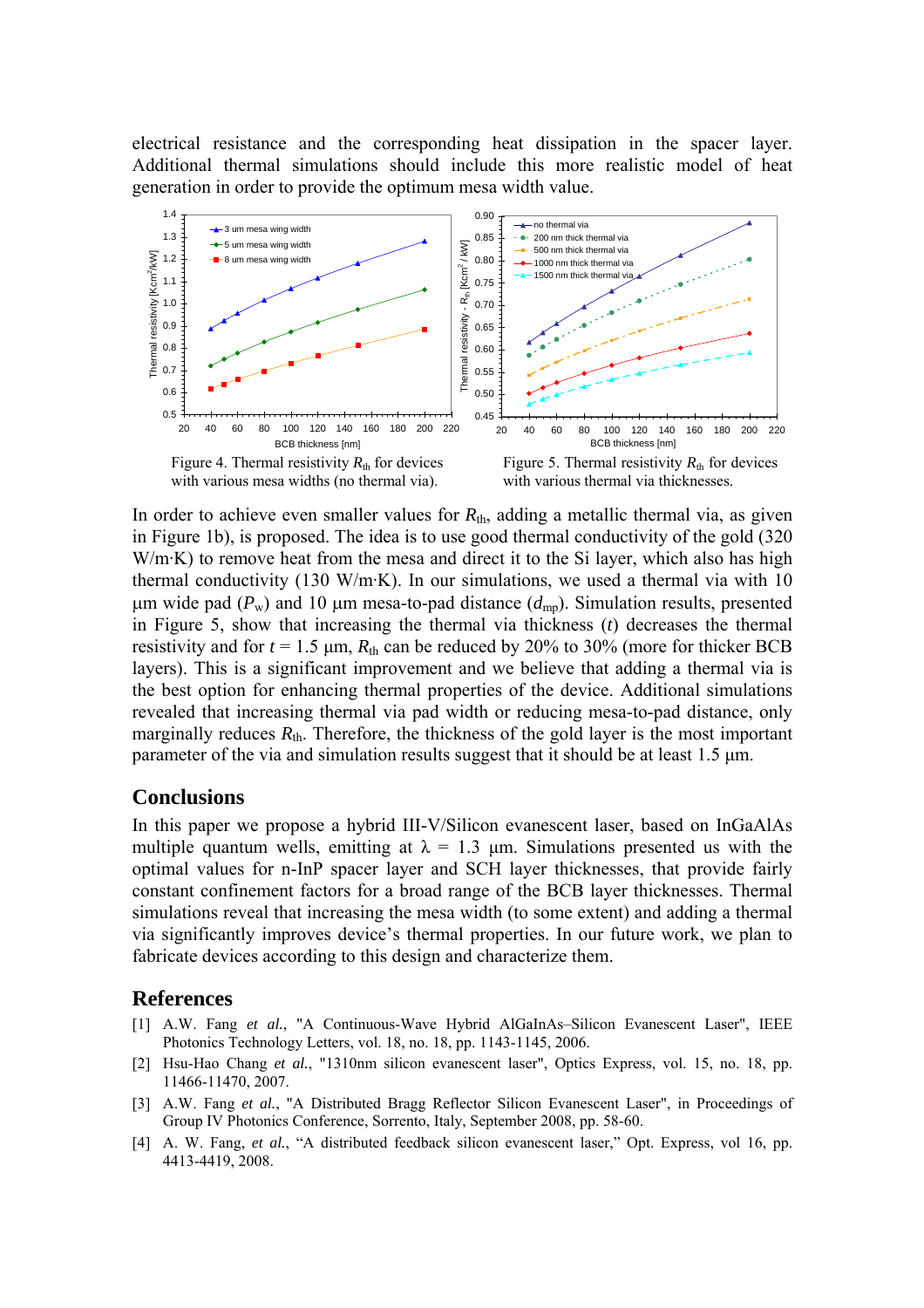electrical resistance and the corresponding heat dissipation in the spacer layer. Additional thermal simulations should include this more realistic model of heat generation in order to provide the optimum mesa width value.

1.4
1.3
1.2
1.1
1.0
0.9
0.8
0.7
0.6
0.5
Thermal resistivity [Kcm²/kW]
3 um mesa wing width
5 um mesa wing width
8 um mesa wing width
20 40 60 80 100 120 140 160 180 200 220
BCB thickness [nm]

Figure 4. Thermal resistivity $R_{\text{th}}$ for devices with various mesa widths (no thermal via).

0.90
0.85
0.80
0.75
0.70
0.65
0.60
0.55
0.50
0.45
Thermal resistivity - $R_{th}$ [Kcm² / kW]
no thermal via
200 nm thick thermal via
500 nm thick thermal via
1000 nm thick thermal via
1500 nm thick thermal via
20 40 60 80 100 120 140 160 180 200 220
BCB thickness [nm]

Figure 5. Thermal resistivity $R_{\text{th}}$ for devices with various thermal via thicknesses.

In order to achieve even smaller values for $R_{\text{th}}$, adding a metallic thermal via, as given in Figure 1b), is proposed. The idea is to use good thermal conductivity of the gold (320 W/m·K) to remove heat from the mesa and direct it to the Si layer, which also has high thermal conductivity (130 W/m·K). In our simulations, we used a thermal via with 10 µm wide pad ($P_{\text{w}}$) and 10 µm mesa-to-pad distance ($d_{\text{mp}}$). Simulation results, presented in Figure 5, show that increasing the thermal via thickness ($t$) decreases the thermal resistivity and for $t$ = 1.5 µm, $R_{\text{th}}$ can be reduced by 20% to 30% (more for thicker BCB layers). This is a significant improvement and we believe that adding a thermal via is the best option for enhancing thermal properties of the device. Additional simulations revealed that increasing thermal via pad width or reducing mesa-to-pad distance, only marginally reduces $R_{\text{th}}$. Therefore, the thickness of the gold layer is the most important parameter of the via and simulation results suggest that it should be at least 1.5 µm.

## Conclusions

In this paper we propose a hybrid III-V/Silicon evanescent laser, based on InGaAlAs multiple quantum wells, emitting at $\lambda$ = 1.3 µm. Simulations presented us with the optimal values for n-InP spacer layer and SCH layer thicknesses, that provide fairly constant confinement factors for a broad range of the BCB layer thicknesses. Thermal simulations reveal that increasing the mesa width (to some extent) and adding a thermal via significantly improves device's thermal properties. In our future work, we plan to fabricate devices according to this design and characterize them.

## References

[1] A.W. Fang *et al.*, "A Continuous-Wave Hybrid AlGaInAs–Silicon Evanescent Laser", IEEE Photonics Technology Letters, vol. 18, no. 18, pp. 1143-1145, 2006.

[2] Hsu-Hao Chang *et al.*, "1310nm silicon evanescent laser", Optics Express, vol. 15, no. 18, pp. 11466-11470, 2007.

[3] A.W. Fang *et al.*, "A Distributed Bragg Reflector Silicon Evanescent Laser", in Proceedings of Group IV Photonics Conference, Sorrento, Italy, September 2008, pp. 58-60.

[4] A. W. Fang, *et al.*, "A distributed feedback silicon evanescent laser," Opt. Express, vol 16, pp. 4413-4419, 2008.